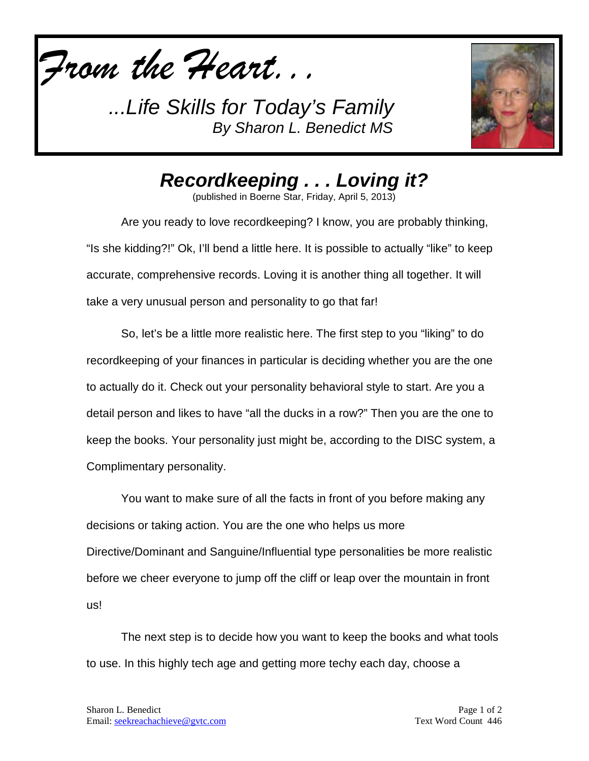*From the Heart. . .*

*...Life Skills for Today's Family*
*By Sharon L. Benedict MS*

# *Recordkeeping . . . Loving it?*

(published in Boerne Star, Friday, April 5, 2013)

Are you ready to love recordkeeping? I know, you are probably thinking, "Is she kidding?!" Ok, I'll bend a little here. It is possible to actually "like" to keep accurate, comprehensive records. Loving it is another thing all together. It will take a very unusual person and personality to go that far!

So, let's be a little more realistic here. The first step to you "liking" to do recordkeeping of your finances in particular is deciding whether you are the one to actually do it. Check out your personality behavioral style to start. Are you a detail person and likes to have "all the ducks in a row?" Then you are the one to keep the books. Your personality just might be, according to the DISC system, a Complimentary personality.

You want to make sure of all the facts in front of you before making any decisions or taking action. You are the one who helps us more Directive/Dominant and Sanguine/Influential type personalities be more realistic before we cheer everyone to jump off the cliff or leap over the mountain in front us!

The next step is to decide how you want to keep the books and what tools to use. In this highly tech age and getting more techy each day, choose a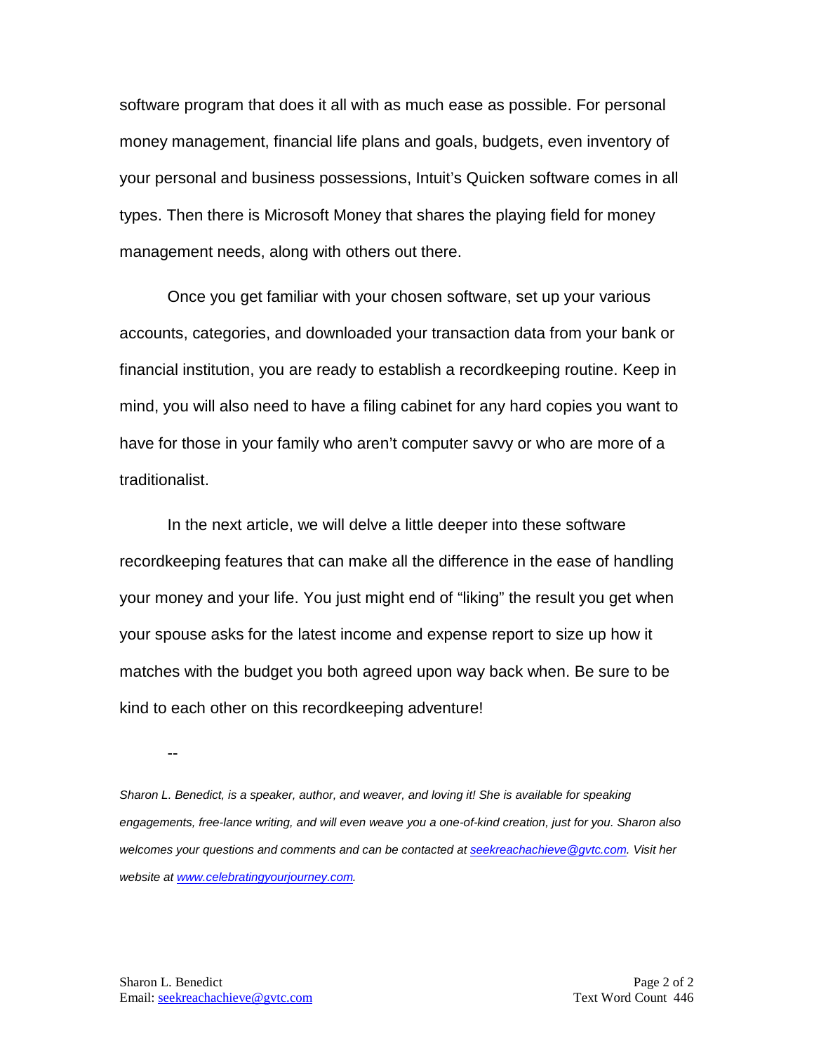software program that does it all with as much ease as possible. For personal money management, financial life plans and goals, budgets, even inventory of your personal and business possessions, Intuit's Quicken software comes in all types. Then there is Microsoft Money that shares the playing field for money management needs, along with others out there.

Once you get familiar with your chosen software, set up your various accounts, categories, and downloaded your transaction data from your bank or financial institution, you are ready to establish a recordkeeping routine. Keep in mind, you will also need to have a filing cabinet for any hard copies you want to have for those in your family who aren't computer savvy or who are more of a traditionalist.

In the next article, we will delve a little deeper into these software recordkeeping features that can make all the difference in the ease of handling your money and your life. You just might end of "liking" the result you get when your spouse asks for the latest income and expense report to size up how it matches with the budget you both agreed upon way back when. Be sure to be kind to each other on this recordkeeping adventure!

--

*Sharon L. Benedict, is a speaker, author, and weaver, and loving it! She is available for speaking engagements, free-lance writing, and will even weave you a one-of-kind creation, just for you. Sharon also welcomes your questions and comments and can be contacted at [seekreachachieve@gvtc.com](mailto:seekreachachieve@gvtc.com). Visit her website at [www.celebratingyourjourney.com](http://www.celebratingyourjourney.com).*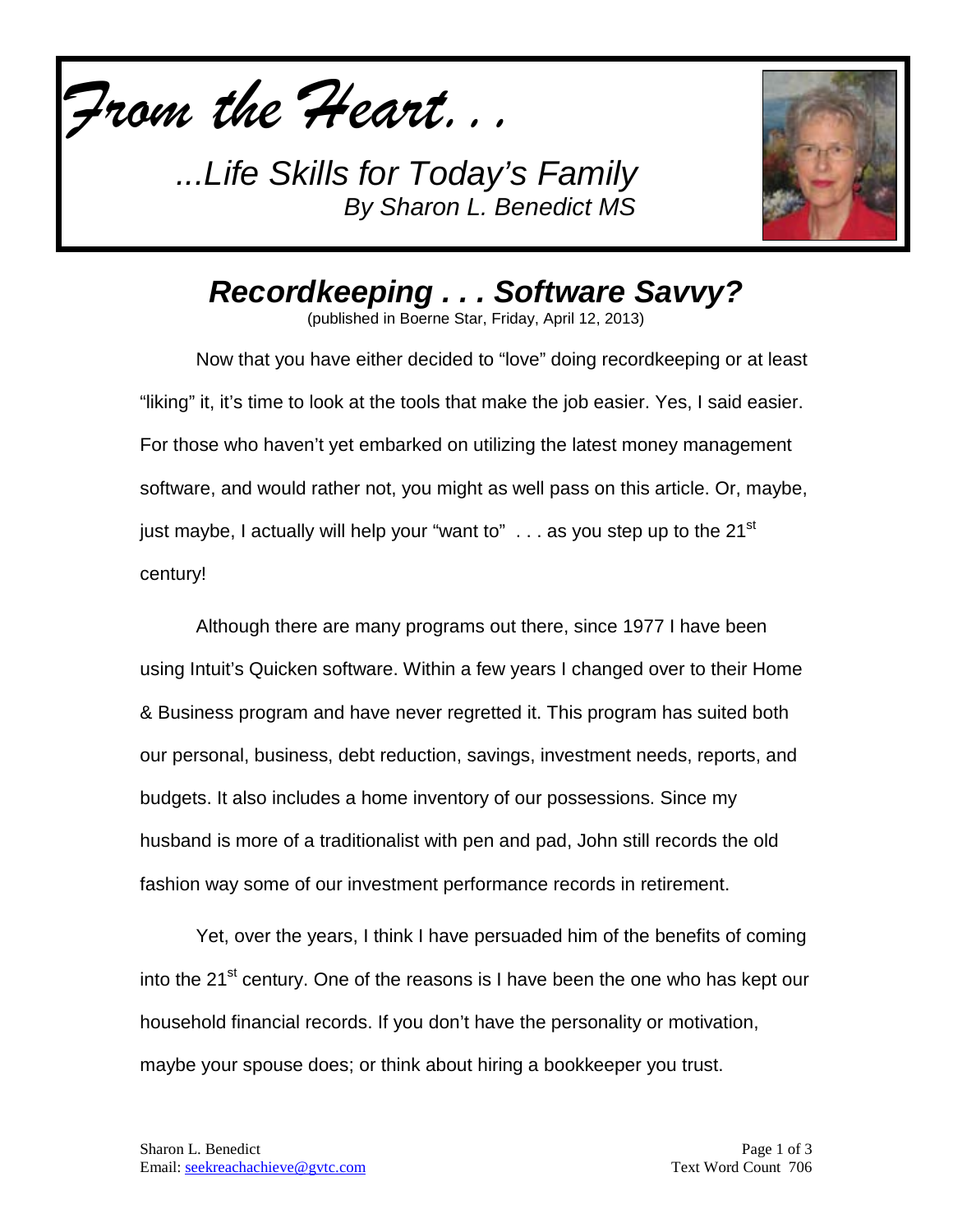*From the Heart. . .*

*...Life Skills for Today's Family*
*By Sharon L. Benedict MS*

## *Recordkeeping . . . Software Savvy?*

(published in Boerne Star, Friday, April 12, 2013)

Now that you have either decided to "love" doing recordkeeping or at least "liking" it, it's time to look at the tools that make the job easier. Yes, I said easier. For those who haven't yet embarked on utilizing the latest money management software, and would rather not, you might as well pass on this article. Or, maybe, just maybe, I actually will help your "want to" . . . as you step up to the 21st century!

Although there are many programs out there, since 1977 I have been using Intuit's Quicken software. Within a few years I changed over to their Home & Business program and have never regretted it. This program has suited both our personal, business, debt reduction, savings, investment needs, reports, and budgets. It also includes a home inventory of our possessions. Since my husband is more of a traditionalist with pen and pad, John still records the old fashion way some of our investment performance records in retirement.

Yet, over the years, I think I have persuaded him of the benefits of coming into the 21st century. One of the reasons is I have been the one who has kept our household financial records. If you don't have the personality or motivation, maybe your spouse does; or think about hiring a bookkeeper you trust.

Sharon L. Benedict
Email: seekreachachieve@gvtc.com

Text Word Count 706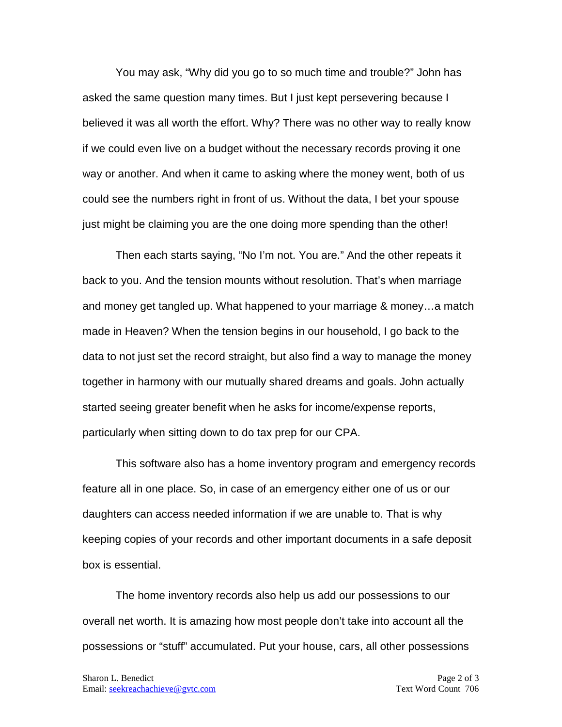You may ask, "Why did you go to so much time and trouble?" John has asked the same question many times. But I just kept persevering because I believed it was all worth the effort. Why? There was no other way to really know if we could even live on a budget without the necessary records proving it one way or another. And when it came to asking where the money went, both of us could see the numbers right in front of us. Without the data, I bet your spouse just might be claiming you are the one doing more spending than the other!

Then each starts saying, "No I'm not. You are." And the other repeats it back to you. And the tension mounts without resolution. That's when marriage and money get tangled up. What happened to your marriage & money…a match made in Heaven? When the tension begins in our household, I go back to the data to not just set the record straight, but also find a way to manage the money together in harmony with our mutually shared dreams and goals. John actually started seeing greater benefit when he asks for income/expense reports, particularly when sitting down to do tax prep for our CPA.

This software also has a home inventory program and emergency records feature all in one place. So, in case of an emergency either one of us or our daughters can access needed information if we are unable to. That is why keeping copies of your records and other important documents in a safe deposit box is essential.

The home inventory records also help us add our possessions to our overall net worth. It is amazing how most people don't take into account all the possessions or "stuff" accumulated. Put your house, cars, all other possessions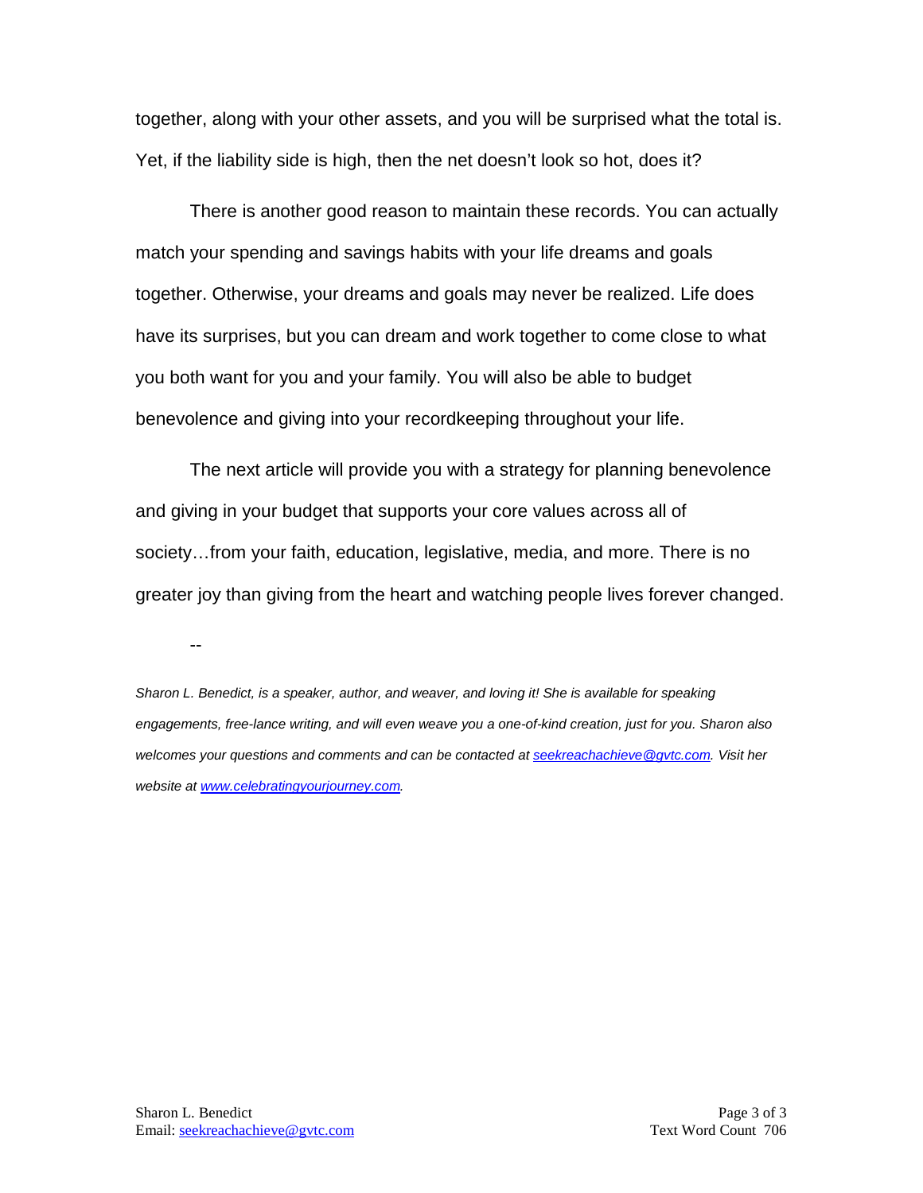together, along with your other assets, and you will be surprised what the total is. Yet, if the liability side is high, then the net doesn't look so hot, does it?

There is another good reason to maintain these records. You can actually match your spending and savings habits with your life dreams and goals together. Otherwise, your dreams and goals may never be realized. Life does have its surprises, but you can dream and work together to come close to what you both want for you and your family. You will also be able to budget benevolence and giving into your recordkeeping throughout your life.

The next article will provide you with a strategy for planning benevolence and giving in your budget that supports your core values across all of society…from your faith, education, legislative, media, and more. There is no greater joy than giving from the heart and watching people lives forever changed.

--

*Sharon L. Benedict, is a speaker, author, and weaver, and loving it! She is available for speaking engagements, free-lance writing, and will even weave you a one-of-kind creation, just for you. Sharon also welcomes your questions and comments and can be contacted at [seekreachachieve@gvtc.com](mailto:seekreachachieve@gvtc.com). Visit her website at [www.celebratingyourjourney.com](http://www.celebratingyourjourney.com).*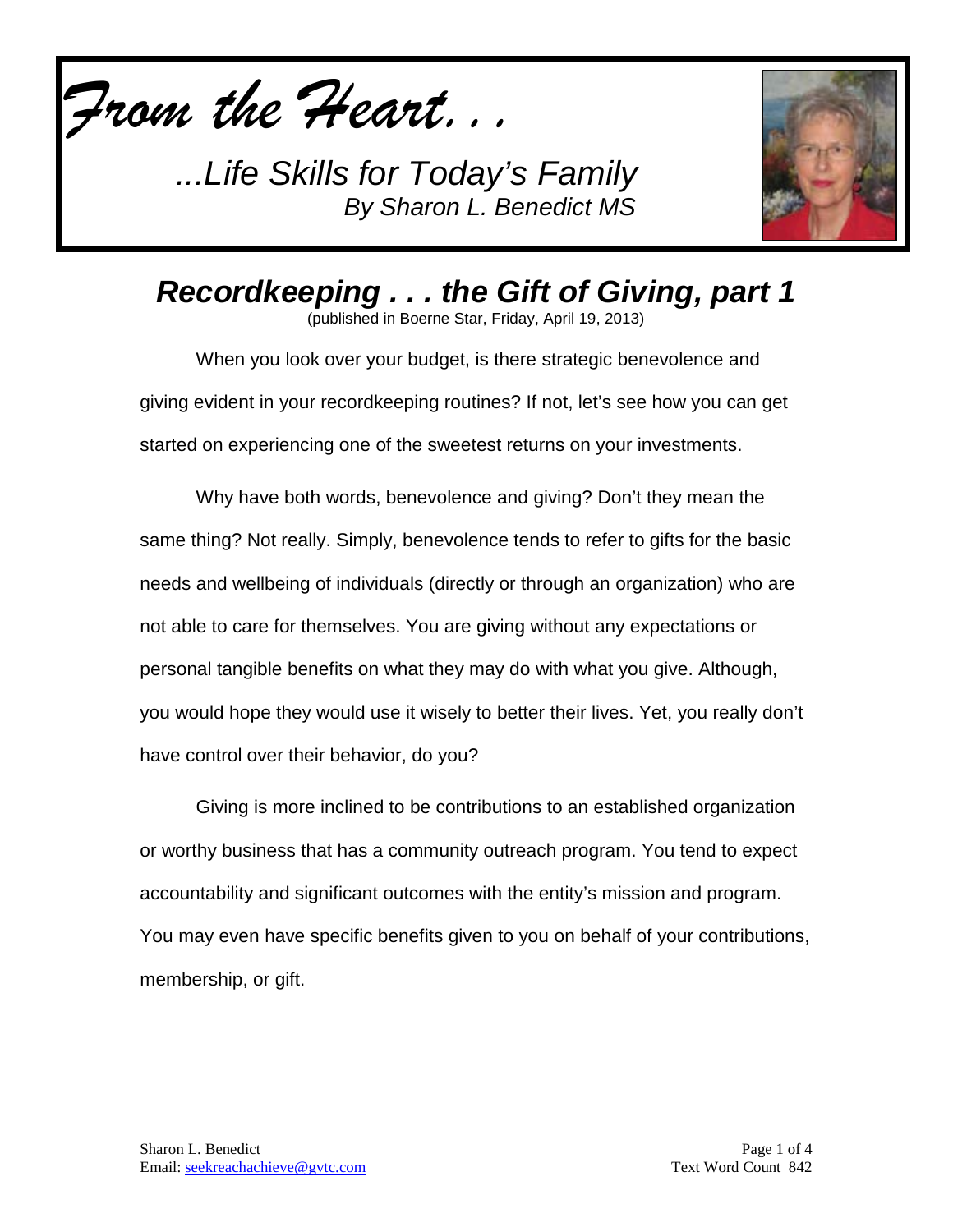*From the Heart. . .*

*...Life Skills for Today's Family*
*By Sharon L. Benedict MS*

# *Recordkeeping . . . the Gift of Giving, part 1*

(published in Boerne Star, Friday, April 19, 2013)

When you look over your budget, is there strategic benevolence and giving evident in your recordkeeping routines? If not, let's see how you can get started on experiencing one of the sweetest returns on your investments.

Why have both words, benevolence and giving? Don't they mean the same thing? Not really. Simply, benevolence tends to refer to gifts for the basic needs and wellbeing of individuals (directly or through an organization) who are not able to care for themselves. You are giving without any expectations or personal tangible benefits on what they may do with what you give. Although, you would hope they would use it wisely to better their lives. Yet, you really don't have control over their behavior, do you?

Giving is more inclined to be contributions to an established organization or worthy business that has a community outreach program. You tend to expect accountability and significant outcomes with the entity's mission and program. You may even have specific benefits given to you on behalf of your contributions, membership, or gift.

Sharon L. Benedict
Email: seekreachachieve@gvtc.com

Text Word Count 842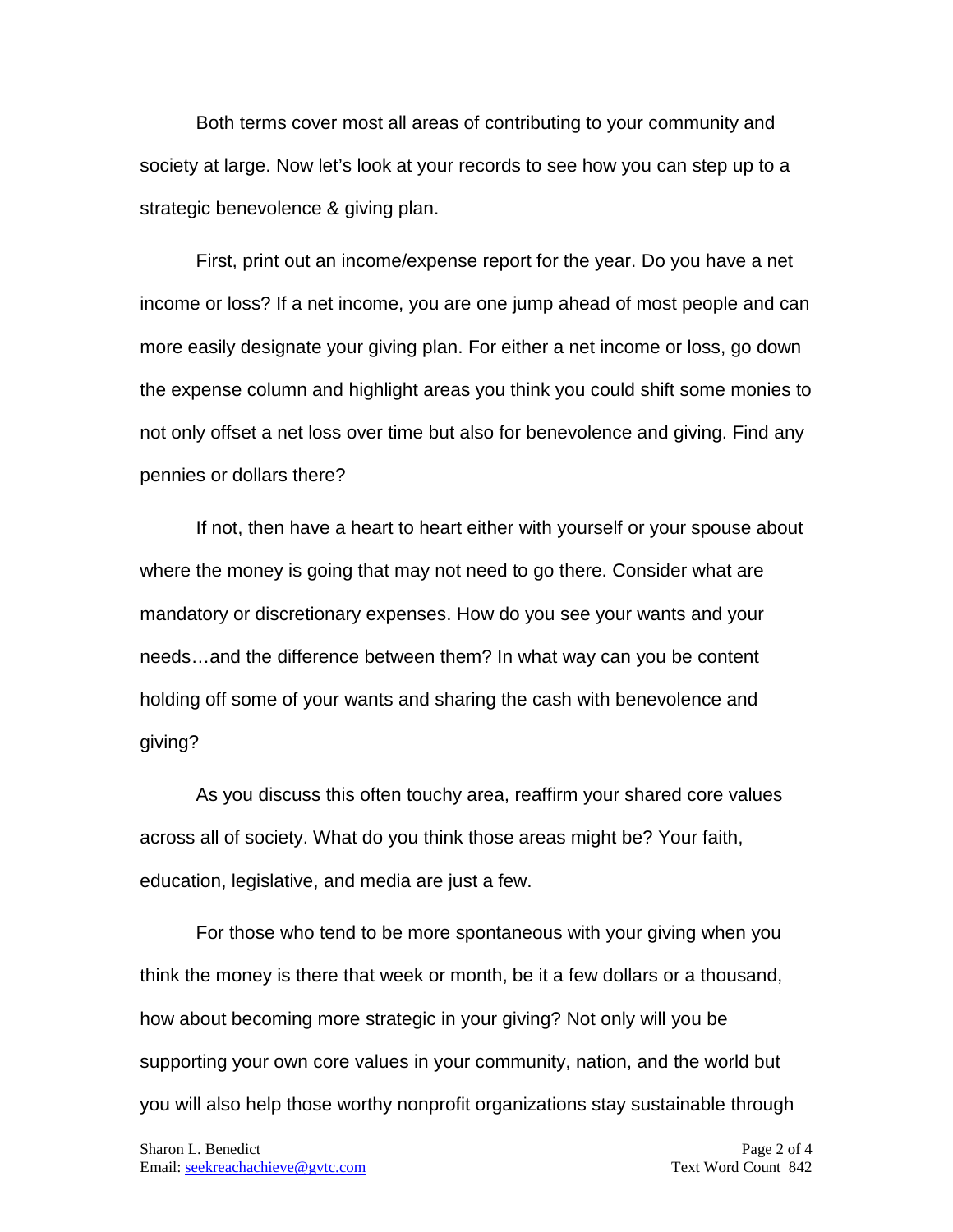Both terms cover most all areas of contributing to your community and society at large. Now let's look at your records to see how you can step up to a strategic benevolence & giving plan.

First, print out an income/expense report for the year. Do you have a net income or loss? If a net income, you are one jump ahead of most people and can more easily designate your giving plan. For either a net income or loss, go down the expense column and highlight areas you think you could shift some monies to not only offset a net loss over time but also for benevolence and giving. Find any pennies or dollars there?

If not, then have a heart to heart either with yourself or your spouse about where the money is going that may not need to go there. Consider what are mandatory or discretionary expenses. How do you see your wants and your needs…and the difference between them? In what way can you be content holding off some of your wants and sharing the cash with benevolence and giving?

As you discuss this often touchy area, reaffirm your shared core values across all of society. What do you think those areas might be? Your faith, education, legislative, and media are just a few.

For those who tend to be more spontaneous with your giving when you think the money is there that week or month, be it a few dollars or a thousand, how about becoming more strategic in your giving? Not only will you be supporting your own core values in your community, nation, and the world but you will also help those worthy nonprofit organizations stay sustainable through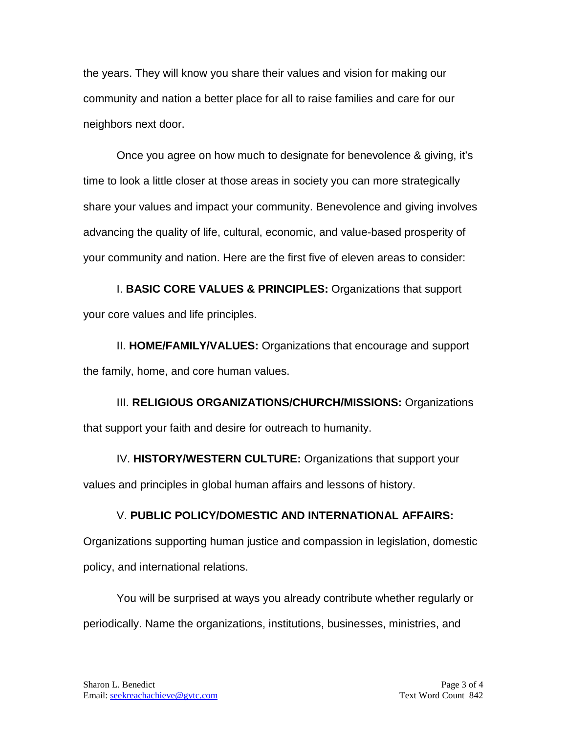the years. They will know you share their values and vision for making our community and nation a better place for all to raise families and care for our neighbors next door.

Once you agree on how much to designate for benevolence & giving, it's time to look a little closer at those areas in society you can more strategically share your values and impact your community. Benevolence and giving involves advancing the quality of life, cultural, economic, and value-based prosperity of your community and nation. Here are the first five of eleven areas to consider:

I. **BASIC CORE VALUES & PRINCIPLES:** Organizations that support your core values and life principles.

II. **HOME/FAMILY/VALUES:** Organizations that encourage and support the family, home, and core human values.

III. **RELIGIOUS ORGANIZATIONS/CHURCH/MISSIONS:** Organizations that support your faith and desire for outreach to humanity.

IV. **HISTORY/WESTERN CULTURE:** Organizations that support your values and principles in global human affairs and lessons of history.

V. **PUBLIC POLICY/DOMESTIC AND INTERNATIONAL AFFAIRS:** Organizations supporting human justice and compassion in legislation, domestic policy, and international relations.

You will be surprised at ways you already contribute whether regularly or periodically. Name the organizations, institutions, businesses, ministries, and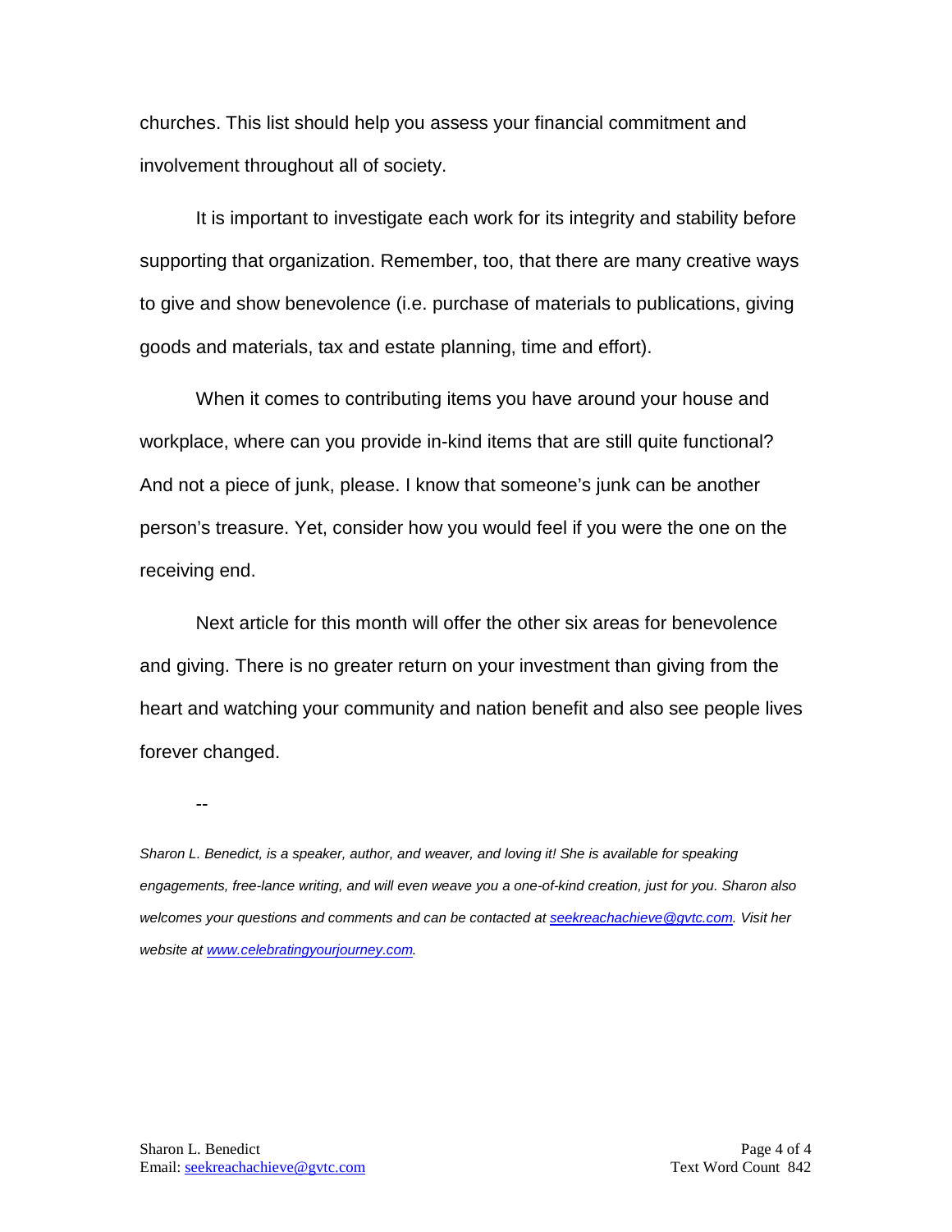churches. This list should help you assess your financial commitment and involvement throughout all of society.

It is important to investigate each work for its integrity and stability before supporting that organization. Remember, too, that there are many creative ways to give and show benevolence (i.e. purchase of materials to publications, giving goods and materials, tax and estate planning, time and effort).

When it comes to contributing items you have around your house and workplace, where can you provide in-kind items that are still quite functional? And not a piece of junk, please. I know that someone's junk can be another person's treasure. Yet, consider how you would feel if you were the one on the receiving end.

Next article for this month will offer the other six areas for benevolence and giving. There is no greater return on your investment than giving from the heart and watching your community and nation benefit and also see people lives forever changed.

--

*Sharon L. Benedict, is a speaker, author, and weaver, and loving it! She is available for speaking engagements, free-lance writing, and will even weave you a one-of-kind creation, just for you. Sharon also welcomes your questions and comments and can be contacted at [seekreachachieve@gvtc.com](mailto:seekreachachieve@gvtc.com). Visit her website at [www.celebratingyourjourney.com](http://www.celebratingyourjourney.com).*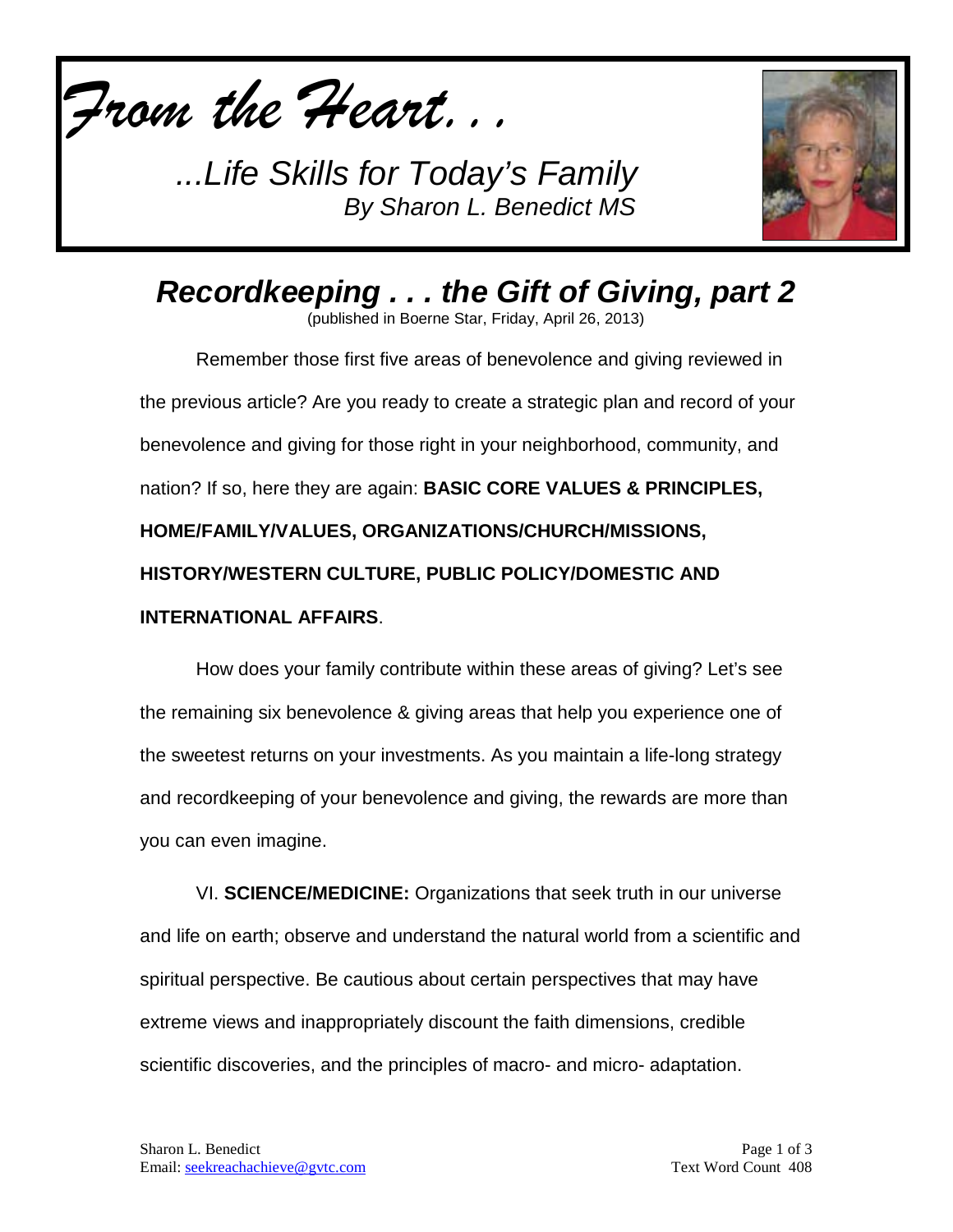*From the Heart. . .*

*...Life Skills for Today's Family*
*By Sharon L. Benedict MS*

# *Recordkeeping . . . the Gift of Giving, part 2*

(published in Boerne Star, Friday, April 26, 2013)

Remember those first five areas of benevolence and giving reviewed in the previous article? Are you ready to create a strategic plan and record of your benevolence and giving for those right in your neighborhood, community, and nation? If so, here they are again: **BASIC CORE VALUES & PRINCIPLES, HOME/FAMILY/VALUES, ORGANIZATIONS/CHURCH/MISSIONS, HISTORY/WESTERN CULTURE, PUBLIC POLICY/DOMESTIC AND INTERNATIONAL AFFAIRS**.

How does your family contribute within these areas of giving? Let's see the remaining six benevolence & giving areas that help you experience one of the sweetest returns on your investments. As you maintain a life-long strategy and recordkeeping of your benevolence and giving, the rewards are more than you can even imagine.

VI. **SCIENCE/MEDICINE:** Organizations that seek truth in our universe and life on earth; observe and understand the natural world from a scientific and spiritual perspective. Be cautious about certain perspectives that may have extreme views and inappropriately discount the faith dimensions, credible scientific discoveries, and the principles of macro- and micro- adaptation.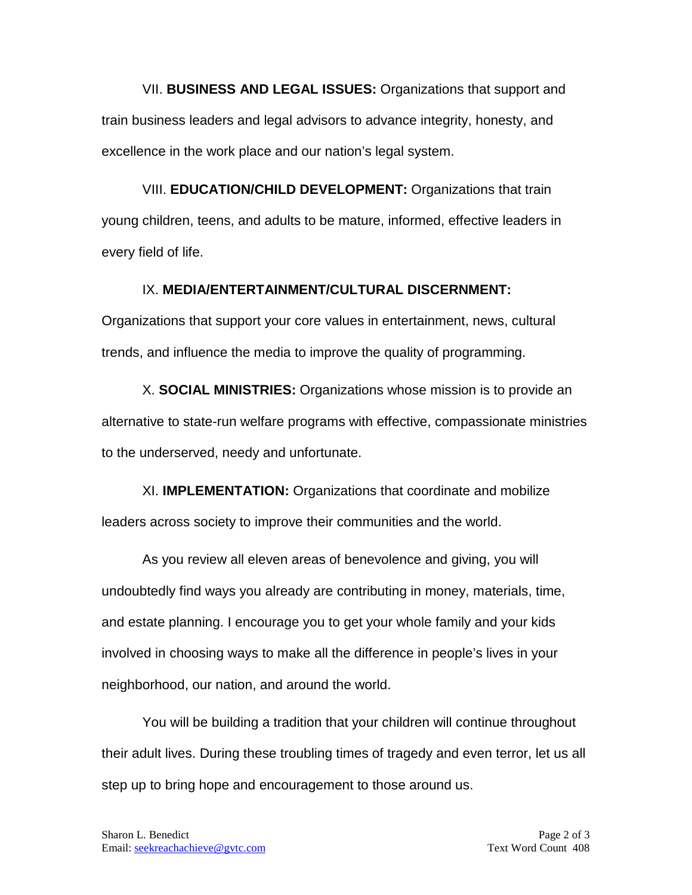VII. **BUSINESS AND LEGAL ISSUES:** Organizations that support and train business leaders and legal advisors to advance integrity, honesty, and excellence in the work place and our nation's legal system.

VIII. **EDUCATION/CHILD DEVELOPMENT:** Organizations that train young children, teens, and adults to be mature, informed, effective leaders in every field of life.

IX. **MEDIA/ENTERTAINMENT/CULTURAL DISCERNMENT:** Organizations that support your core values in entertainment, news, cultural trends, and influence the media to improve the quality of programming.

X. **SOCIAL MINISTRIES:** Organizations whose mission is to provide an alternative to state-run welfare programs with effective, compassionate ministries to the underserved, needy and unfortunate.

XI. **IMPLEMENTATION:** Organizations that coordinate and mobilize leaders across society to improve their communities and the world.

As you review all eleven areas of benevolence and giving, you will undoubtedly find ways you already are contributing in money, materials, time, and estate planning. I encourage you to get your whole family and your kids involved in choosing ways to make all the difference in people's lives in your neighborhood, our nation, and around the world.

You will be building a tradition that your children will continue throughout their adult lives. During these troubling times of tragedy and even terror, let us all step up to bring hope and encouragement to those around us.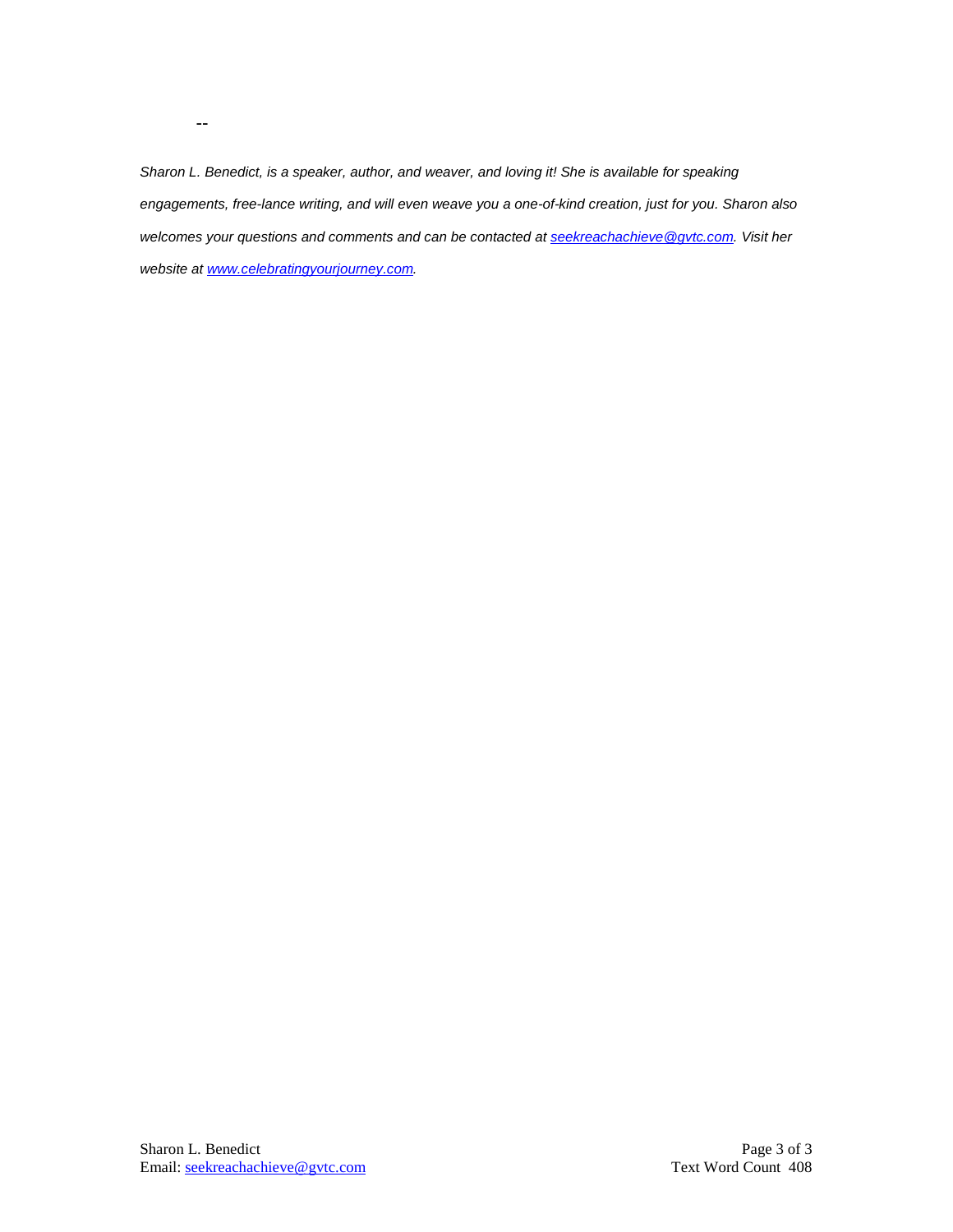--

*Sharon L. Benedict, is a speaker, author, and weaver, and loving it! She is available for speaking engagements, free-lance writing, and will even weave you a one-of-kind creation, just for you. Sharon also welcomes your questions and comments and can be contacted at [seekreachachieve@gvtc.com](mailto:seekreachachieve@gvtc.com). Visit her website at [www.celebratingyourjourney.com](http://www.celebratingyourjourney.com).*